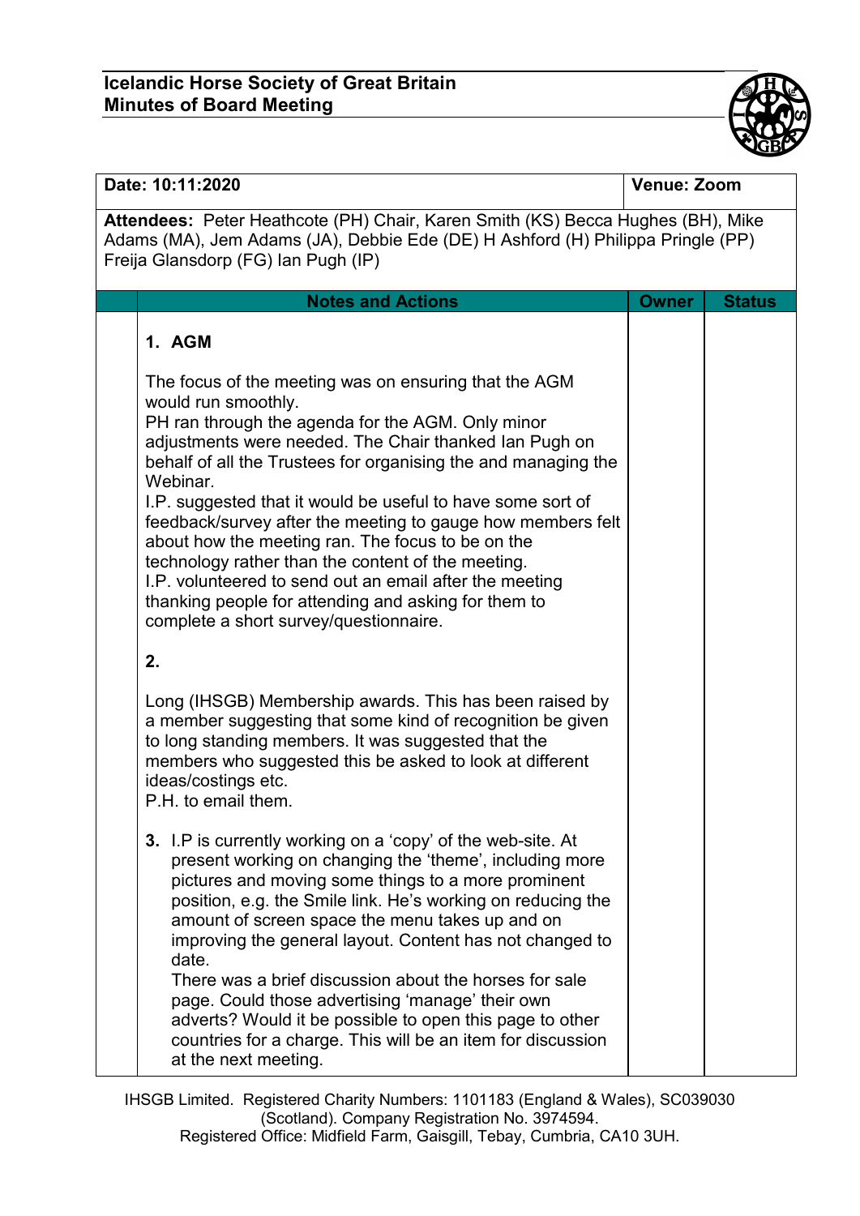**Icelandic Horse Society of Great Britain**
**Minutes of Board Meeting**

| **Date: 10:11:2020** | **Venue: Zoom** |
|---|---|

**Attendees:** Peter Heathcote (PH) Chair, Karen Smith (KS) Becca Hughes (BH), Mike Adams (MA), Jem Adams (JA), Debbie Ede (DE) H Ashford (H) Philippa Pringle (PP) Freija Glansdorp (FG) Ian Pugh (IP)

| | **Notes and Actions** | **Owner** | **Status** |
|---|---|---|---|
| | **1. AGM**<br><br>The focus of the meeting was on ensuring that the AGM would run smoothly.<br>PH ran through the agenda for the AGM. Only minor adjustments were needed. The Chair thanked Ian Pugh on behalf of all the Trustees for organising the and managing the Webinar.<br>I.P. suggested that it would be useful to have some sort of feedback/survey after the meeting to gauge how members felt about how the meeting ran. The focus to be on the technology rather than the content of the meeting.<br>I.P. volunteered to send out an email after the meeting thanking people for attending and asking for them to complete a short survey/questionnaire.<br><br>**2.**<br><br>Long (IHSGB) Membership awards. This has been raised by a member suggesting that some kind of recognition be given to long standing members. It was suggested that the members who suggested this be asked to look at different ideas/costings etc.<br>P.H. to email them.<br><br>**3.** I.P is currently working on a 'copy' of the web-site. At present working on changing the 'theme', including more pictures and moving some things to a more prominent position, e.g. the Smile link. He's working on reducing the amount of screen space the menu takes up and on improving the general layout. Content has not changed to date.<br>There was a brief discussion about the horses for sale page. Could those advertising 'manage' their own adverts? Would it be possible to open this page to other countries for a charge. This will be an item for discussion at the next meeting. | | |

IHSGB Limited. Registered Charity Numbers: 1101183 (England & Wales), SC039030 (Scotland). Company Registration No. 3974594.
Registered Office: Midfield Farm, Gaisgill, Tebay, Cumbria, CA10 3UH.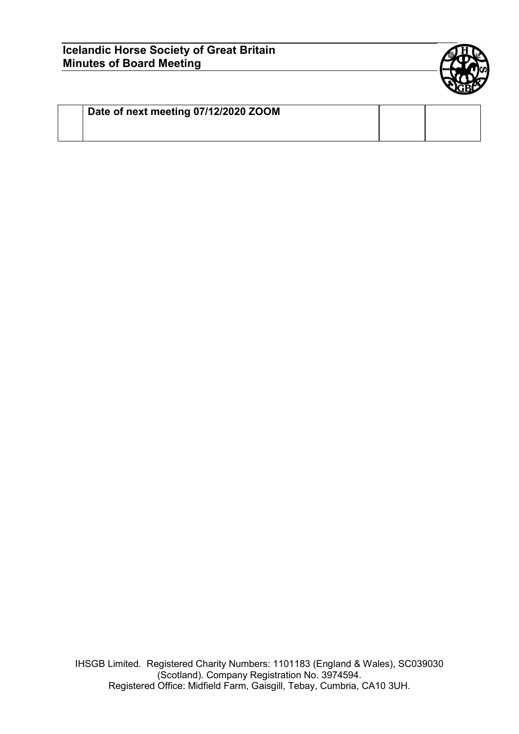| | | | |
|---|---|---|---|
| | **Date of next meeting 07/12/2020 ZOOM** | | |

IHSGB Limited. Registered Charity Numbers: 1101183 (England & Wales), SC039030 (Scotland). Company Registration No. 3974594.
Registered Office: Midfield Farm, Gaisgill, Tebay, Cumbria, CA10 3UH.